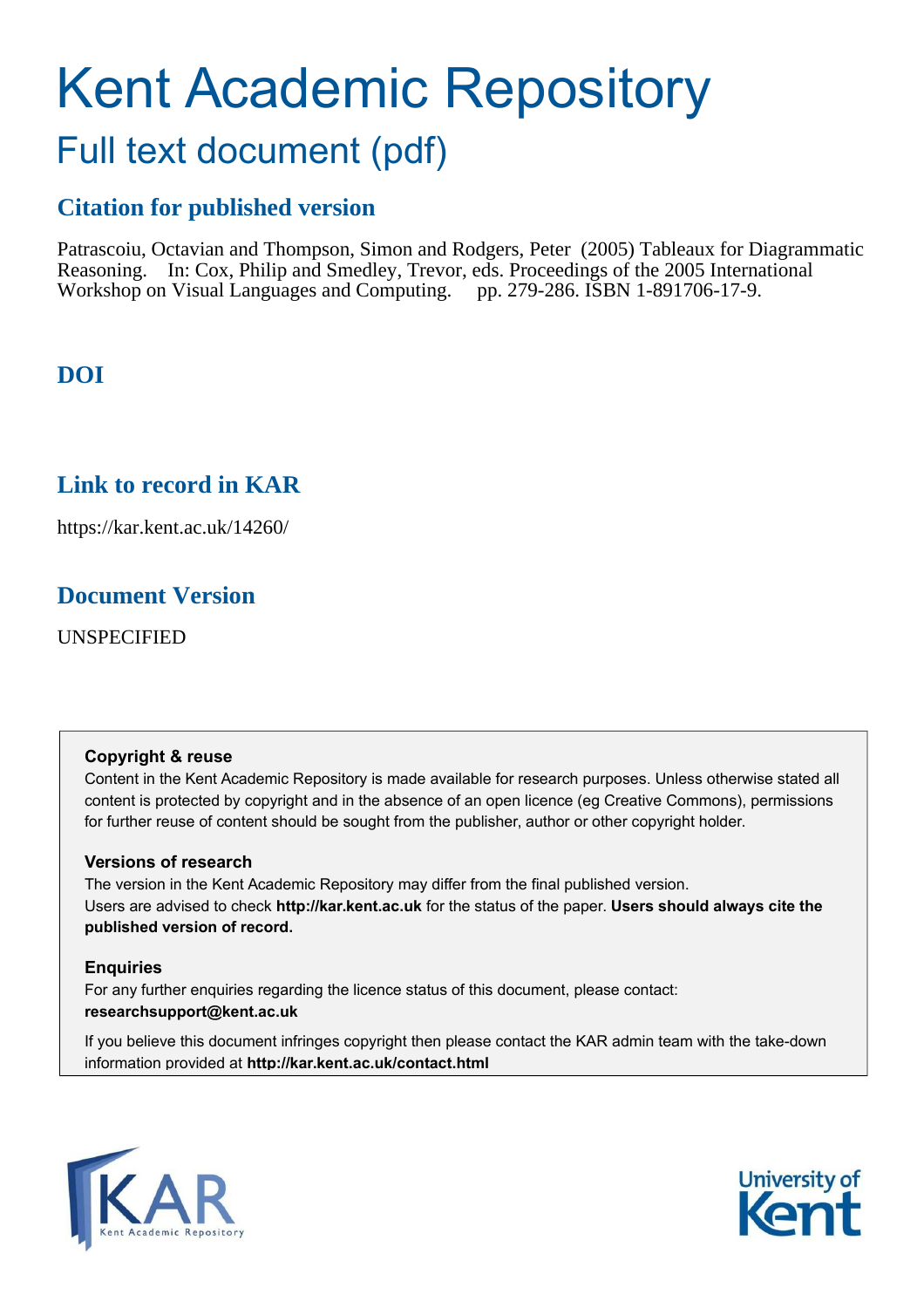# Kent Academic Repository

## Full text document (pdf)

### Citation for published version

Patrascoiu, Octavian and Thompson, Simon and Rodgers, Peter (2005) Tableaux for Diagrammatic Reasoning. In: Cox, Philip and Smedley, Trevor, eds. Proceedings of the 2005 International Workshop on Visual Languages and Computing. pp. 279-286. ISBN 1-891706-17-9.

### DOI

### Link to record in KAR

https://kar.kent.ac.uk/14260/

### Document Version

UNSPECIFIED

**Copyright & reuse**

Content in the Kent Academic Repository is made available for research purposes. Unless otherwise stated all content is protected by copyright and in the absence of an open licence (eg Creative Commons), permissions for further reuse of content should be sought from the publisher, author or other copyright holder.

**Versions of research**

The version in the Kent Academic Repository may differ from the final published version. Users are advised to check **http://kar.kent.ac.uk** for the status of the paper. **Users should always cite the published version of record.**

**Enquiries**

For any further enquiries regarding the licence status of this document, please contact: **researchsupport@kent.ac.uk**

If you believe this document infringes copyright then please contact the KAR admin team with the take-down information provided at **http://kar.kent.ac.uk/contact.html**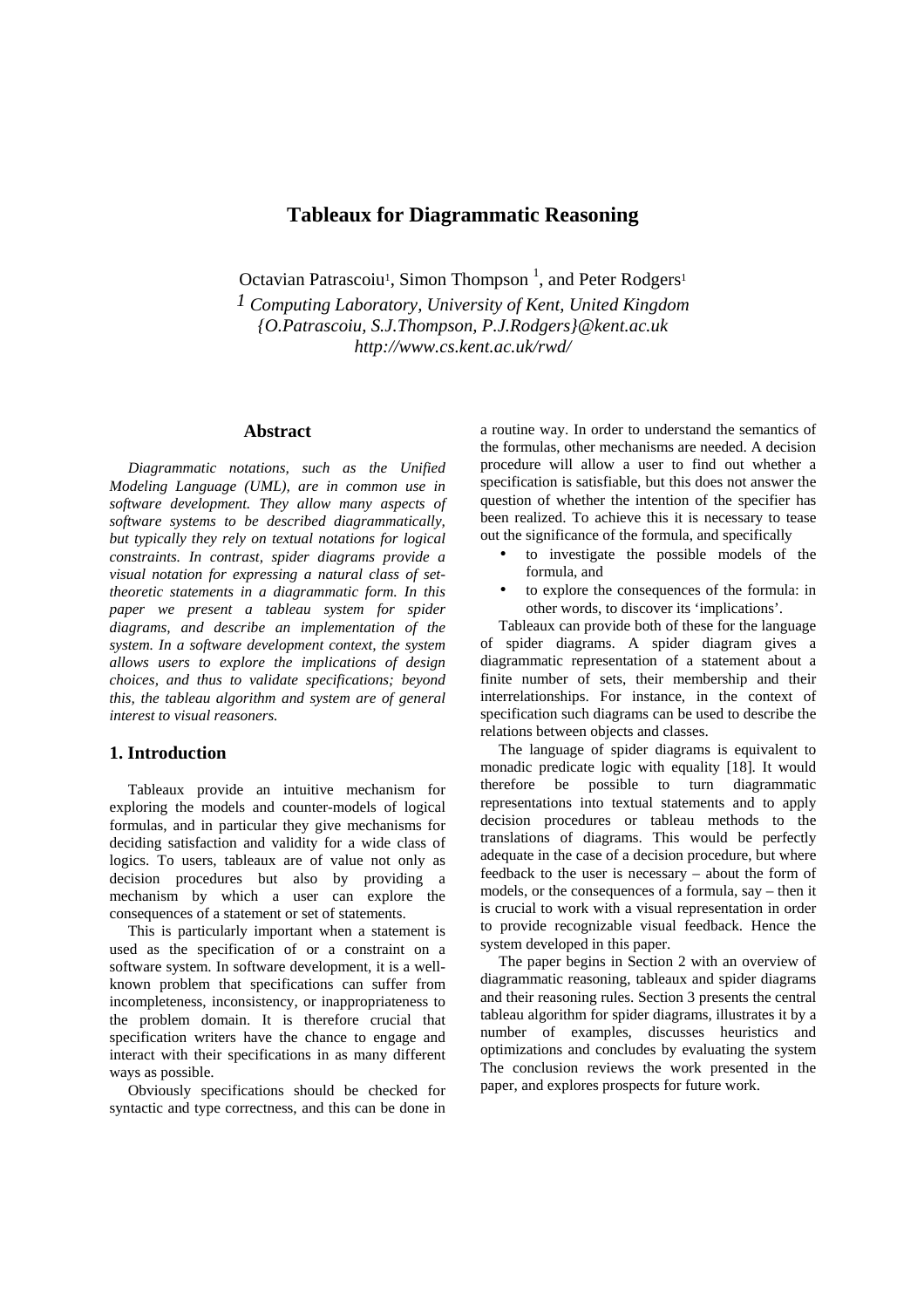# Tableaux for Diagrammatic Reasoning

Octavian Patrascoiu[1], Simon Thompson[1], and Peter Rodgers[1]

[1] *Computing Laboratory, University of Kent, United Kingdom*
*{O.Patrascoiu, S.J.Thompson, P.J.Rodgers}@kent.ac.uk*
*http://www.cs.kent.ac.uk/rwd/*

## Abstract

*Diagrammatic notations, such as the Unified Modeling Language (UML), are in common use in software development. They allow many aspects of software systems to be described diagrammatically, but typically they rely on textual notations for logical constraints. In contrast, spider diagrams provide a visual notation for expressing a natural class of set-theoretic statements in a diagrammatic form. In this paper we present a tableau system for spider diagrams, and describe an implementation of the system. In a software development context, the system allows users to explore the implications of design choices, and thus to validate specifications; beyond this, the tableau algorithm and system are of general interest to visual reasoners.*

## 1. Introduction

Tableaux provide an intuitive mechanism for exploring the models and counter-models of logical formulas, and in particular they give mechanisms for deciding satisfaction and validity for a wide class of logics. To users, tableaux are of value not only as decision procedures but also by providing a mechanism by which a user can explore the consequences of a statement or set of statements.

This is particularly important when a statement is used as the specification of or a constraint on a software system. In software development, it is a well-known problem that specifications can suffer from incompleteness, inconsistency, or inappropriateness to the problem domain. It is therefore crucial that specification writers have the chance to engage and interact with their specifications in as many different ways as possible.

Obviously specifications should be checked for syntactic and type correctness, and this can be done in a routine way. In order to understand the semantics of the formulas, other mechanisms are needed. A decision procedure will allow a user to find out whether a specification is satisfiable, but this does not answer the question of whether the intention of the specifier has been realized. To achieve this it is necessary to tease out the significance of the formula, and specifically

- to investigate the possible models of the formula, and
- to explore the consequences of the formula: in other words, to discover its 'implications'.

Tableaux can provide both of these for the language of spider diagrams. A spider diagram gives a diagrammatic representation of a statement about a finite number of sets, their membership and their interrelationships. For instance, in the context of specification such diagrams can be used to describe the relations between objects and classes.

The language of spider diagrams is equivalent to monadic predicate logic with equality [18]. It would therefore be possible to turn diagrammatic representations into textual statements and to apply decision procedures or tableau methods to the translations of diagrams. This would be perfectly adequate in the case of a decision procedure, but where feedback to the user is necessary – about the form of models, or the consequences of a formula, say – then it is crucial to work with a visual representation in order to provide recognizable visual feedback. Hence the system developed in this paper.

The paper begins in Section 2 with an overview of diagrammatic reasoning, tableaux and spider diagrams and their reasoning rules. Section 3 presents the central tableau algorithm for spider diagrams, illustrates it by a number of examples, discusses heuristics and optimizations and concludes by evaluating the system The conclusion reviews the work presented in the paper, and explores prospects for future work.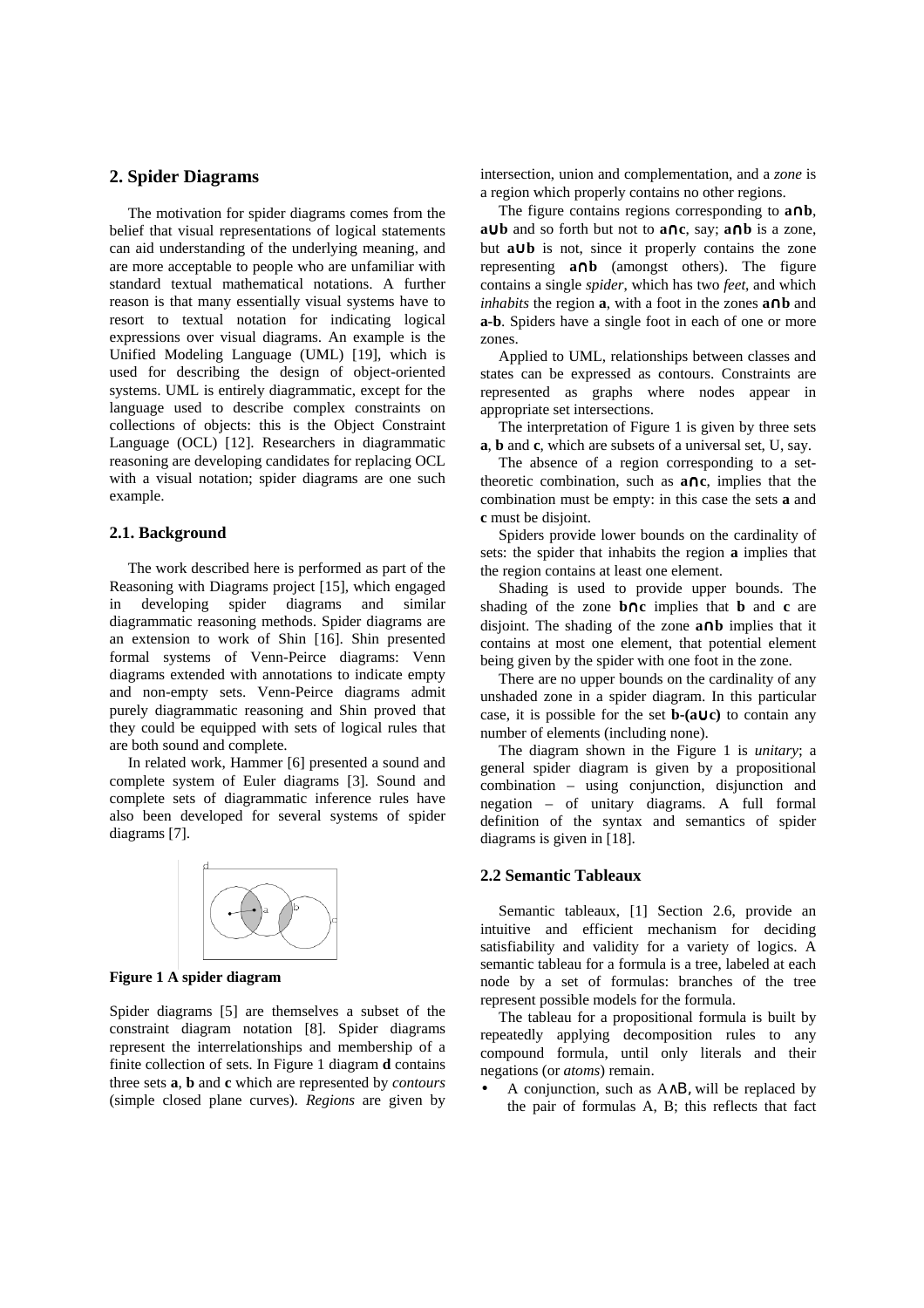## 2. Spider Diagrams

The motivation for spider diagrams comes from the belief that visual representations of logical statements can aid understanding of the underlying meaning, and are more acceptable to people who are unfamiliar with standard textual mathematical notations. A further reason is that many essentially visual systems have to resort to textual notation for indicating logical expressions over visual diagrams. An example is the Unified Modeling Language (UML) [19], which is used for describing the design of object-oriented systems. UML is entirely diagrammatic, except for the language used to describe complex constraints on collections of objects: this is the Object Constraint Language (OCL) [12]. Researchers in diagrammatic reasoning are developing candidates for replacing OCL with a visual notation; spider diagrams are one such example.

### 2.1. Background

The work described here is performed as part of the Reasoning with Diagrams project [15], which engaged in developing spider diagrams and similar diagrammatic reasoning methods. Spider diagrams are an extension to work of Shin [16]. Shin presented formal systems of Venn-Peirce diagrams: Venn diagrams extended with annotations to indicate empty and non-empty sets. Venn-Peirce diagrams admit purely diagrammatic reasoning and Shin proved that they could be equipped with sets of logical rules that are both sound and complete.

In related work, Hammer [6] presented a sound and complete system of Euler diagrams [3]. Sound and complete sets of diagrammatic inference rules have also been developed for several systems of spider diagrams [7].

**Figure 1 A spider diagram**

Spider diagrams [5] are themselves a subset of the constraint diagram notation [8]. Spider diagrams represent the interrelationships and membership of a finite collection of sets. In Figure 1 diagram **d** contains three sets **a**, **b** and **c** which are represented by *contours* (simple closed plane curves). *Regions* are given by intersection, union and complementation, and a *zone* is a region which properly contains no other regions.

The figure contains regions corresponding to **a∩b**, **a∪b** and so forth but not to **a∩c**, say; **a∩b** is a zone, but **a∪b** is not, since it properly contains the zone representing **a∩b** (amongst others). The figure contains a single *spider*, which has two *feet*, and which *inhabits* the region **a**, with a foot in the zones **a∩b** and **a-b**. Spiders have a single foot in each of one or more zones.

Applied to UML, relationships between classes and states can be expressed as contours. Constraints are represented as graphs where nodes appear in appropriate set intersections.

The interpretation of Figure 1 is given by three sets **a**, **b** and **c**, which are subsets of a universal set, U, say.

The absence of a region corresponding to a set-theoretic combination, such as **a∩c**, implies that the combination must be empty: in this case the sets **a** and **c** must be disjoint.

Spiders provide lower bounds on the cardinality of sets: the spider that inhabits the region **a** implies that the region contains at least one element.

Shading is used to provide upper bounds. The shading of the zone **b∩c** implies that **b** and **c** are disjoint. The shading of the zone **a∩b** implies that it contains at most one element, that potential element being given by the spider with one foot in the zone.

There are no upper bounds on the cardinality of any unshaded zone in a spider diagram. In this particular case, it is possible for the set **b-(a∪c)** to contain any number of elements (including none).

The diagram shown in the Figure 1 is *unitary*; a general spider diagram is given by a propositional combination – using conjunction, disjunction and negation – of unitary diagrams. A full formal definition of the syntax and semantics of spider diagrams is given in [18].

### 2.2 Semantic Tableaux

Semantic tableaux, [1] Section 2.6, provide an intuitive and efficient mechanism for deciding satisfiability and validity for a variety of logics. A semantic tableau for a formula is a tree, labeled at each node by a set of formulas: branches of the tree represent possible models for the formula.

The tableau for a propositional formula is built by repeatedly applying decomposition rules to any compound formula, until only literals and their negations (or *atoms*) remain.

- A conjunction, such as $A \wedge B$, will be replaced by the pair of formulas A, B; this reflects that fact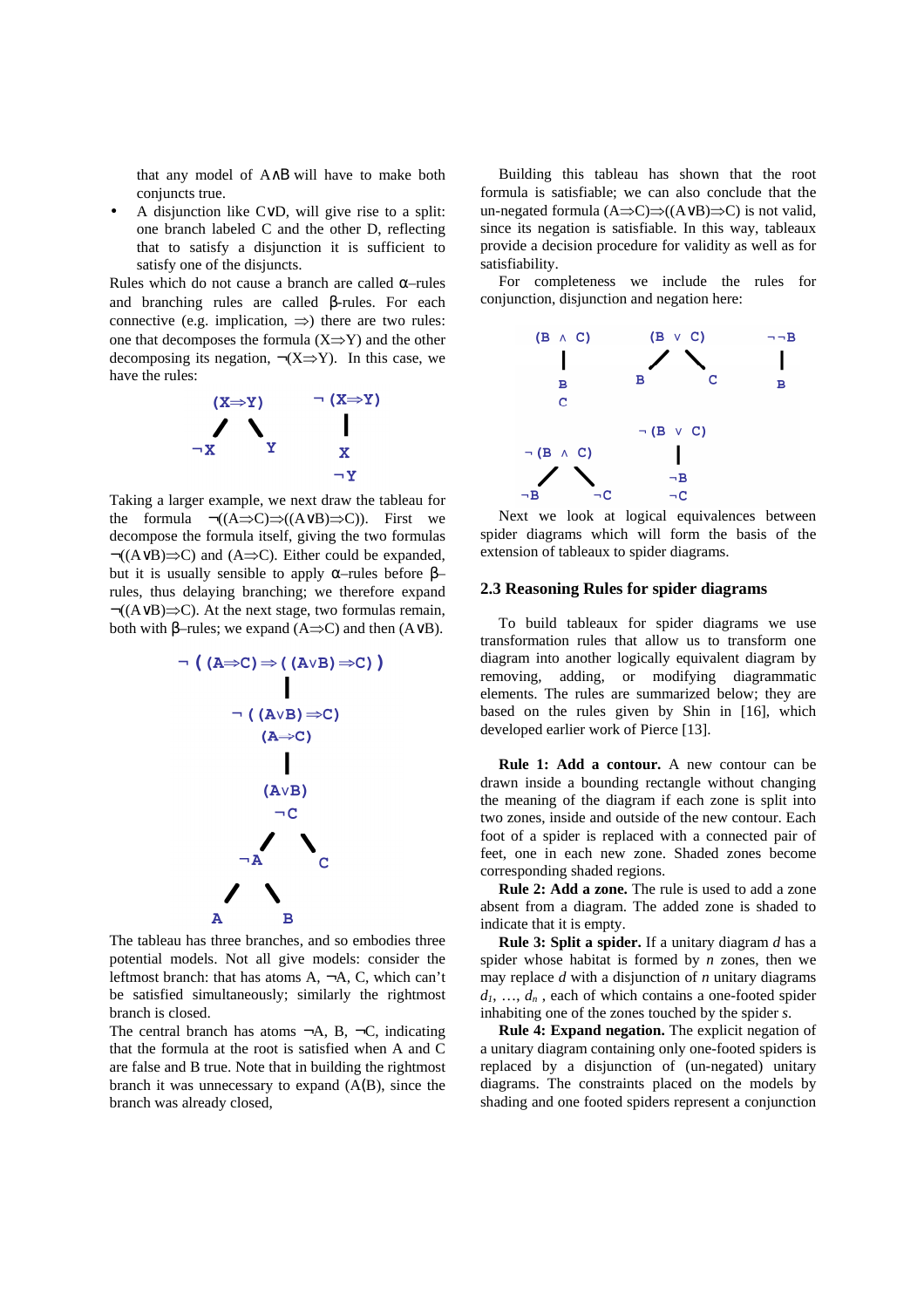that any model of A∧B will have to make both conjuncts true.

- A disjunction like C∨D, will give rise to a split: one branch labeled C and the other D, reflecting that to satisfy a disjunction it is sufficient to satisfy one of the disjuncts.

Rules which do not cause a branch are called α–rules and branching rules are called β-rules. For each connective (e.g. implication, ⇒) there are two rules: one that decomposes the formula (X⇒Y) and the other decomposing its negation, ¬(X⇒Y). In this case, we have the rules:

```
   (X⇒Y)          ¬(X⇒Y)
   /   \             |
 ¬X     Y            X
                    ¬Y
```

Taking a larger example, we next draw the tableau for the formula ¬((A⇒C)⇒((A∨B)⇒C)). First we decompose the formula itself, giving the two formulas ¬((A∨B)⇒C) and (A⇒C). Either could be expanded, but it is usually sensible to apply α–rules before β–rules, thus delaying branching; we therefore expand ¬((A∨B)⇒C). At the next stage, two formulas remain, both with β–rules; we expand (A⇒C) and then (A∨B).

```
¬((A⇒C)⇒((A∨B)⇒C))
        |
   ¬((A∨B)⇒C)
     (A⇒C)
        |
      (A∨B)
       ¬C
      /   \
    ¬A     C
   /  \
  A    B
```

The tableau has three branches, and so embodies three potential models. Not all give models: consider the leftmost branch: that has atoms A, ¬A, C, which can't be satisfied simultaneously; similarly the rightmost branch is closed.

The central branch has atoms ¬A, B, ¬C, indicating that the formula at the root is satisfied when A and C are false and B true. Note that in building the rightmost branch it was unnecessary to expand (A(B), since the branch was already closed,

Building this tableau has shown that the root formula is satisfiable; we can also conclude that the un-negated formula (A⇒C)⇒((A∨B)⇒C) is not valid, since its negation is satisfiable. In this way, tableaux provide a decision procedure for validity as well as for satisfiability.

For completeness we include the rules for conjunction, disjunction and negation here:

```
 (B ∧ C)      (B ∨ C)      ¬¬B
    |          /   \         |
    B         B     C        B
    C

 ¬(B ∧ C)     ¬(B ∨ C)
   /   \          |
 ¬B     ¬C       ¬B
                 ¬C
```

Next we look at logical equivalences between spider diagrams which will form the basis of the extension of tableaux to spider diagrams.

## 2.3 Reasoning Rules for spider diagrams

To build tableaux for spider diagrams we use transformation rules that allow us to transform one diagram into another logically equivalent diagram by removing, adding, or modifying diagrammatic elements. The rules are summarized below; they are based on the rules given by Shin in [16], which developed earlier work of Pierce [13].

**Rule 1: Add a contour.** A new contour can be drawn inside a bounding rectangle without changing the meaning of the diagram if each zone is split into two zones, inside and outside of the new contour. Each foot of a spider is replaced with a connected pair of feet, one in each new zone. Shaded zones become corresponding shaded regions.

**Rule 2: Add a zone.** The rule is used to add a zone absent from a diagram. The added zone is shaded to indicate that it is empty.

**Rule 3: Split a spider.** If a unitary diagram *d* has a spider whose habitat is formed by *n* zones, then we may replace *d* with a disjunction of *n* unitary diagrams $d_1$, …, $d_n$ , each of which contains a one-footed spider inhabiting one of the zones touched by the spider *s*.

**Rule 4: Expand negation.** The explicit negation of a unitary diagram containing only one-footed spiders is replaced by a disjunction of (un-negated) unitary diagrams. The constraints placed on the models by shading and one footed spiders represent a conjunction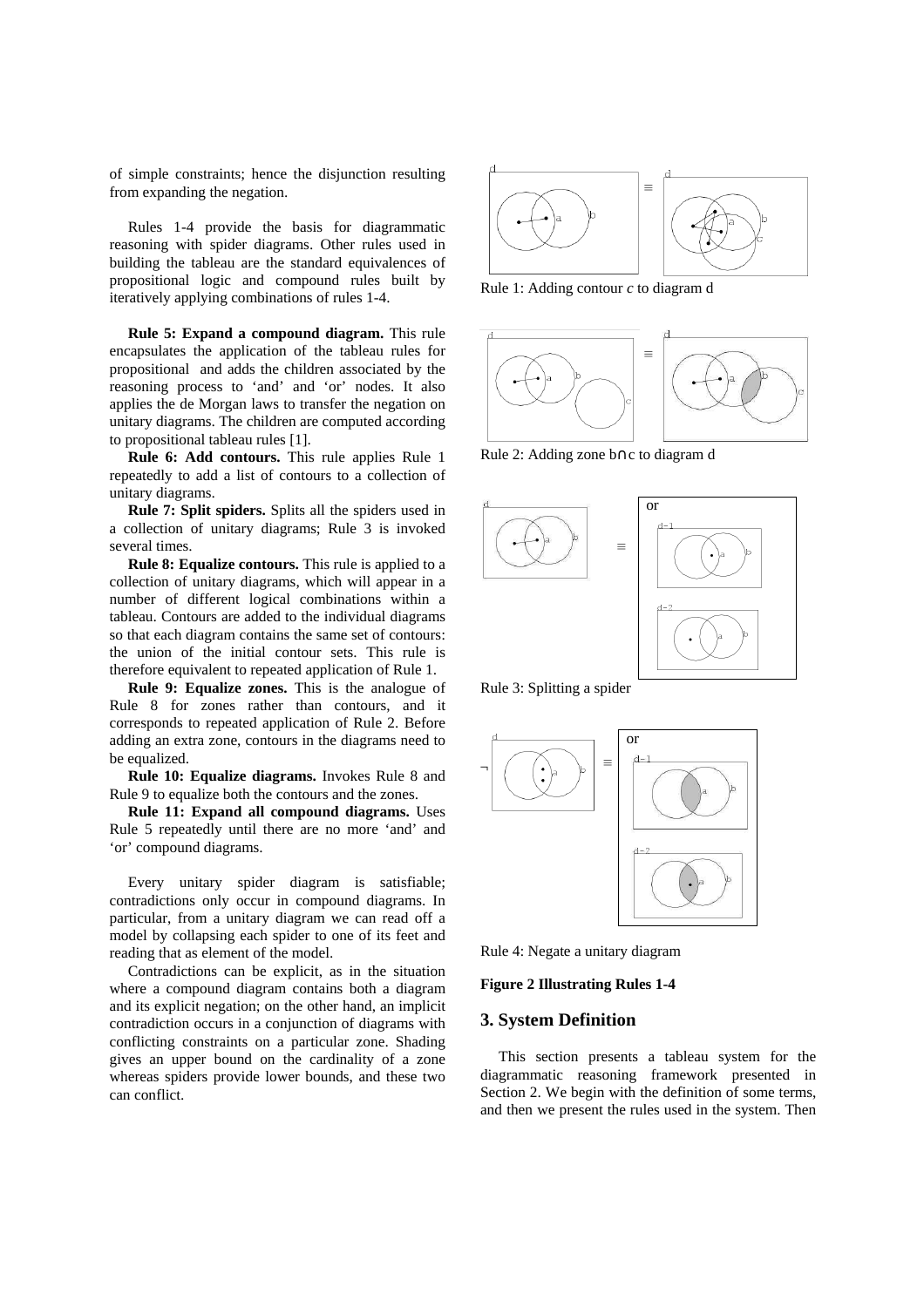of simple constraints; hence the disjunction resulting from expanding the negation.

Rules 1-4 provide the basis for diagrammatic reasoning with spider diagrams. Other rules used in building the tableau are the standard equivalences of propositional logic and compound rules built by iteratively applying combinations of rules 1-4.

**Rule 5: Expand a compound diagram.** This rule encapsulates the application of the tableau rules for propositional and adds the children associated by the reasoning process to 'and' and 'or' nodes. It also applies the de Morgan laws to transfer the negation on unitary diagrams. The children are computed according to propositional tableau rules [1].

**Rule 6: Add contours.** This rule applies Rule 1 repeatedly to add a list of contours to a collection of unitary diagrams.

**Rule 7: Split spiders.** Splits all the spiders used in a collection of unitary diagrams; Rule 3 is invoked several times.

**Rule 8: Equalize contours.** This rule is applied to a collection of unitary diagrams, which will appear in a number of different logical combinations within a tableau. Contours are added to the individual diagrams so that each diagram contains the same set of contours: the union of the initial contour sets. This rule is therefore equivalent to repeated application of Rule 1.

**Rule 9: Equalize zones.** This is the analogue of Rule 8 for zones rather than contours, and it corresponds to repeated application of Rule 2. Before adding an extra zone, contours in the diagrams need to be equalized.

**Rule 10: Equalize diagrams.** Invokes Rule 8 and Rule 9 to equalize both the contours and the zones.

**Rule 11: Expand all compound diagrams.** Uses Rule 5 repeatedly until there are no more 'and' and 'or' compound diagrams.

Every unitary spider diagram is satisfiable; contradictions only occur in compound diagrams. In particular, from a unitary diagram we can read off a model by collapsing each spider to one of its feet and reading that as element of the model.

Contradictions can be explicit, as in the situation where a compound diagram contains both a diagram and its explicit negation; on the other hand, an implicit contradiction occurs in a conjunction of diagrams with conflicting constraints on a particular zone. Shading gives an upper bound on the cardinality of a zone whereas spiders provide lower bounds, and these two can conflict.

Rule 1: Adding contour *c* to diagram d

Rule 2: Adding zone b∩c to diagram d

Rule 3: Splitting a spider

Rule 4: Negate a unitary diagram

**Figure 2 Illustrating Rules 1-4**

## 3. System Definition

This section presents a tableau system for the diagrammatic reasoning framework presented in Section 2. We begin with the definition of some terms, and then we present the rules used in the system. Then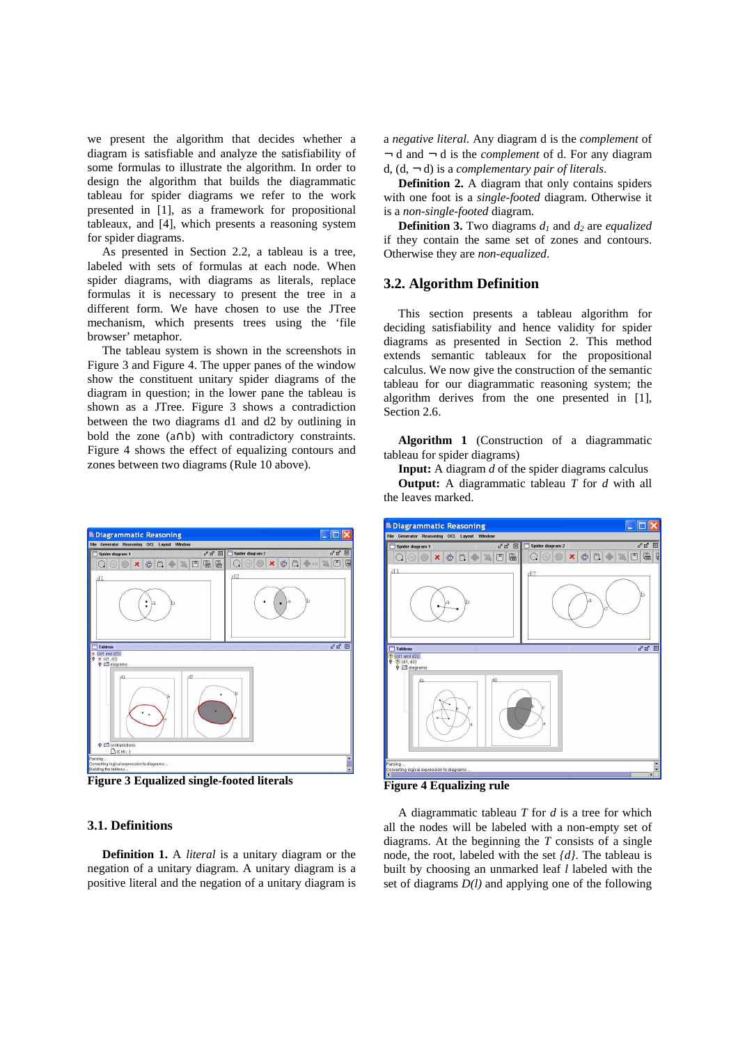we present the algorithm that decides whether a diagram is satisfiable and analyze the satisfiability of some formulas to illustrate the algorithm. In order to design the algorithm that builds the diagrammatic tableau for spider diagrams we refer to the work presented in [1], as a framework for propositional tableaux, and [4], which presents a reasoning system for spider diagrams.

As presented in Section 2.2, a tableau is a tree, labeled with sets of formulas at each node. When spider diagrams, with diagrams as literals, replace formulas it is necessary to present the tree in a different form. We have chosen to use the JTree mechanism, which presents trees using the 'file browser' metaphor.

The tableau system is shown in the screenshots in Figure 3 and Figure 4. The upper panes of the window show the constituent unitary spider diagrams of the diagram in question; in the lower pane the tableau is shown as a JTree. Figure 3 shows a contradiction between the two diagrams d1 and d2 by outlining in bold the zone (a∩b) with contradictory constraints. Figure 4 shows the effect of equalizing contours and zones between two diagrams (Rule 10 above).

**Figure 3 Equalized single-footed literals**

### 3.1. Definitions

**Definition 1.** A *literal* is a unitary diagram or the negation of a unitary diagram. A unitary diagram is a positive literal and the negation of a unitary diagram is a *negative literal*. Any diagram d is the *complement* of ¬ d and ¬ d is the *complement* of d. For any diagram d, (d, ¬ d) is a *complementary pair of literals*.

**Definition 2.** A diagram that only contains spiders with one foot is a *single-footed* diagram. Otherwise it is a *non-single-footed* diagram.

**Definition 3.** Two diagrams $d_1$ and $d_2$ are *equalized* if they contain the same set of zones and contours. Otherwise they are *non-equalized*.

### 3.2. Algorithm Definition

This section presents a tableau algorithm for deciding satisfiability and hence validity for spider diagrams as presented in Section 2. This method extends semantic tableaux for the propositional calculus. We now give the construction of the semantic tableau for our diagrammatic reasoning system; the algorithm derives from the one presented in [1], Section 2.6.

**Algorithm 1** (Construction of a diagrammatic tableau for spider diagrams)

**Input:** A diagram *d* of the spider diagrams calculus

**Output:** A diagrammatic tableau *T* for *d* with all the leaves marked.

**Figure 4 Equalizing rule**

A diagrammatic tableau *T* for *d* is a tree for which all the nodes will be labeled with a non-empty set of diagrams. At the beginning the *T* consists of a single node, the root, labeled with the set *{d}*. The tableau is built by choosing an unmarked leaf *l* labeled with the set of diagrams *D(l)* and applying one of the following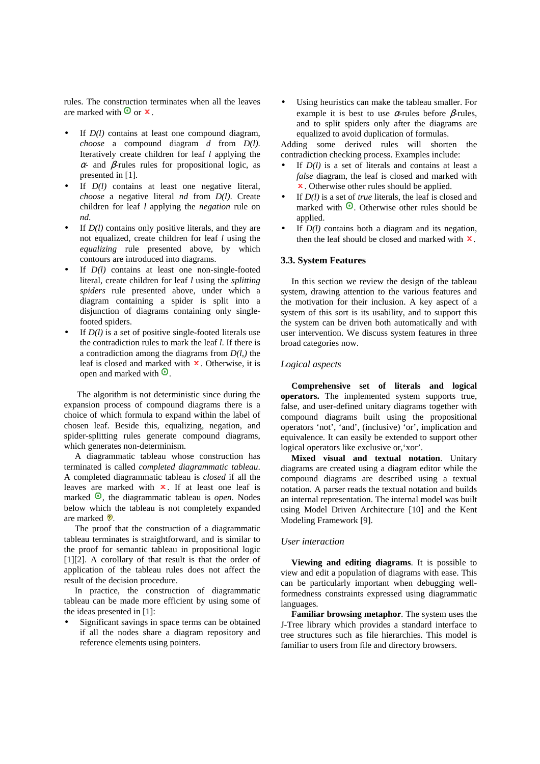rules. The construction terminates when all the leaves are marked with ⊙ or ×.

- If *D(l)* contains at least one compound diagram, *choose* a compound diagram *d* from *D(l).* Iteratively create children for leaf *l* applying the $\alpha$- and $\beta$-rules rules for propositional logic, as presented in [1].
- If *D(l)* contains at least one negative literal, *choose* a negative literal *nd* from *D(l).* Create children for leaf *l* applying the *negation* rule on *nd*.
- If *D(l)* contains only positive literals, and they are not equalized, create children for leaf *l* using the *equalizing* rule presented above, by which contours are introduced into diagrams.
- If *D(l)* contains at least one non-single-footed literal, create children for leaf *l* using the *splitting spiders* rule presented above, under which a diagram containing a spider is split into a disjunction of diagrams containing only single-footed spiders.
- If *D(l)* is a set of positive single-footed literals use the contradiction rules to mark the leaf *l*. If there is a contradiction among the diagrams from *D(l,)* the leaf is closed and marked with ×. Otherwise, it is open and marked with ⊙.

The algorithm is not deterministic since during the expansion process of compound diagrams there is a choice of which formula to expand within the label of chosen leaf. Beside this, equalizing, negation, and spider-splitting rules generate compound diagrams, which generates non-determinism.

A diagrammatic tableau whose construction has terminated is called *completed diagrammatic tableau*. A completed diagrammatic tableau is *closed* if all the leaves are marked with ×. If at least one leaf is marked ⊙, the diagrammatic tableau is *open*. Nodes below which the tableau is not completely expanded are marked ?.

The proof that the construction of a diagrammatic tableau terminates is straightforward, and is similar to the proof for semantic tableau in propositional logic [1][2]. A corollary of that result is that the order of application of the tableau rules does not affect the result of the decision procedure.

In practice, the construction of diagrammatic tableau can be made more efficient by using some of the ideas presented in [1]:

- Significant savings in space terms can be obtained if all the nodes share a diagram repository and reference elements using pointers.
- Using heuristics can make the tableau smaller. For example it is best to use $\alpha$-rules before $\beta$-rules, and to split spiders only after the diagrams are equalized to avoid duplication of formulas.

Adding some derived rules will shorten the contradiction checking process. Examples include:

- If *D(l)* is a set of literals and contains at least a *false* diagram, the leaf is closed and marked with ×. Otherwise other rules should be applied.
- If *D(l)* is a set of *true* literals, the leaf is closed and marked with ⊙. Otherwise other rules should be applied.
- If *D(l)* contains both a diagram and its negation, then the leaf should be closed and marked with ×.

### 3.3. System Features

In this section we review the design of the tableau system, drawing attention to the various features and the motivation for their inclusion. A key aspect of a system of this sort is its usability, and to support this the system can be driven both automatically and with user intervention. We discuss system features in three broad categories now.

*Logical aspects*

**Comprehensive set of literals and logical operators.** The implemented system supports true, false, and user-defined unitary diagrams together with compound diagrams built using the propositional operators 'not', 'and', (inclusive) 'or', implication and equivalence. It can easily be extended to support other logical operators like exclusive or,'xor'.

**Mixed visual and textual notation**. Unitary diagrams are created using a diagram editor while the compound diagrams are described using a textual notation. A parser reads the textual notation and builds an internal representation. The internal model was built using Model Driven Architecture [10] and the Kent Modeling Framework [9].

*User interaction*

**Viewing and editing diagrams**. It is possible to view and edit a population of diagrams with ease. This can be particularly important when debugging well-formedness constraints expressed using diagrammatic languages.

**Familiar browsing metaphor**. The system uses the J-Tree library which provides a standard interface to tree structures such as file hierarchies. This model is familiar to users from file and directory browsers.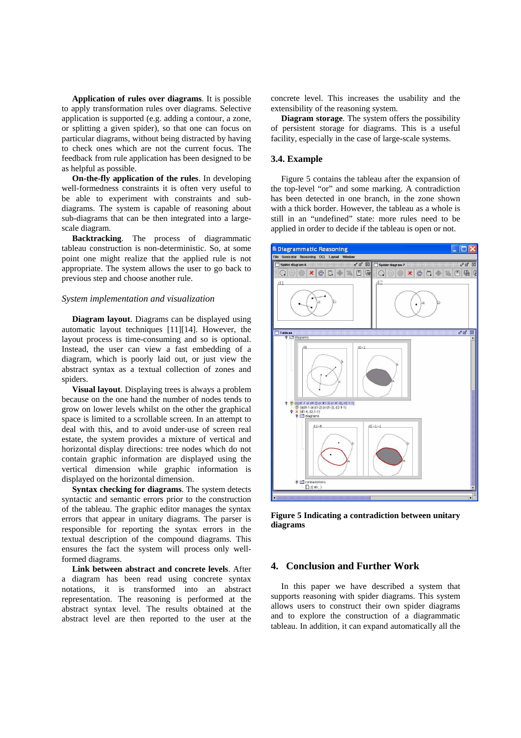**Application of rules over diagrams**. It is possible to apply transformation rules over diagrams. Selective application is supported (e.g. adding a contour, a zone, or splitting a given spider), so that one can focus on particular diagrams, without being distracted by having to check ones which are not the current focus. The feedback from rule application has been designed to be as helpful as possible.

**On-the-fly application of the rules**. In developing well-formedness constraints it is often very useful to be able to experiment with constraints and sub-diagrams. The system is capable of reasoning about sub-diagrams that can be then integrated into a large-scale diagram.

**Backtracking**. The process of diagrammatic tableau construction is non-deterministic. So, at some point one might realize that the applied rule is not appropriate. The system allows the user to go back to previous step and choose another rule.

### *System implementation and visualization*

**Diagram layout**. Diagrams can be displayed using automatic layout techniques [11][14]. However, the layout process is time-consuming and so is optional. Instead, the user can view a fast embedding of a diagram, which is poorly laid out, or just view the abstract syntax as a textual collection of zones and spiders.

**Visual layout**. Displaying trees is always a problem because on the one hand the number of nodes tends to grow on lower levels whilst on the other the graphical space is limited to a scrollable screen. In an attempt to deal with this, and to avoid under-use of screen real estate, the system provides a mixture of vertical and horizontal display directions: tree nodes which do not contain graphic information are displayed using the vertical dimension while graphic information is displayed on the horizontal dimension.

**Syntax checking for diagrams**. The system detects syntactic and semantic errors prior to the construction of the tableau. The graphic editor manages the syntax errors that appear in unitary diagrams. The parser is responsible for reporting the syntax errors in the textual description of the compound diagrams. This ensures the fact the system will process only well-formed diagrams.

**Link between abstract and concrete levels**. After a diagram has been read using concrete syntax notations, it is transformed into an abstract representation. The reasoning is performed at the abstract syntax level. The results obtained at the abstract level are then reported to the user at the concrete level. This increases the usability and the extensibility of the reasoning system.

**Diagram storage**. The system offers the possibility of persistent storage for diagrams. This is a useful facility, especially in the case of large-scale systems.

### 3.4. Example

Figure 5 contains the tableau after the expansion of the top-level "or" and some marking. A contradiction has been detected in one branch, in the zone shown with a thick border. However, the tableau as a whole is still in an "undefined" state: more rules need to be applied in order to decide if the tableau is open or not.

**Figure 5 Indicating a contradiction between unitary diagrams**

## 4. Conclusion and Further Work

In this paper we have described a system that supports reasoning with spider diagrams. This system allows users to construct their own spider diagrams and to explore the construction of a diagrammatic tableau. In addition, it can expand automatically all the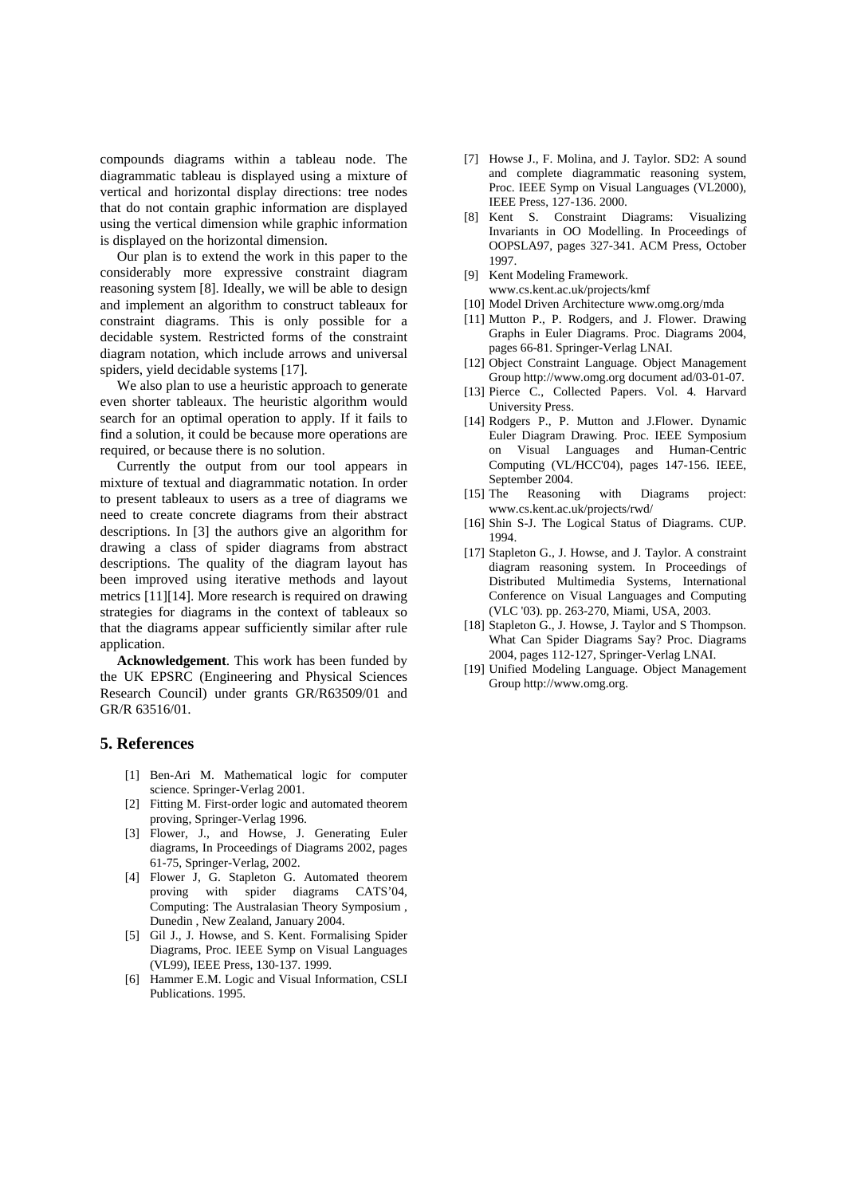compounds diagrams within a tableau node. The diagrammatic tableau is displayed using a mixture of vertical and horizontal display directions: tree nodes that do not contain graphic information are displayed using the vertical dimension while graphic information is displayed on the horizontal dimension.

Our plan is to extend the work in this paper to the considerably more expressive constraint diagram reasoning system [8]. Ideally, we will be able to design and implement an algorithm to construct tableaux for constraint diagrams. This is only possible for a decidable system. Restricted forms of the constraint diagram notation, which include arrows and universal spiders, yield decidable systems [17].

We also plan to use a heuristic approach to generate even shorter tableaux. The heuristic algorithm would search for an optimal operation to apply. If it fails to find a solution, it could be because more operations are required, or because there is no solution.

Currently the output from our tool appears in mixture of textual and diagrammatic notation. In order to present tableaux to users as a tree of diagrams we need to create concrete diagrams from their abstract descriptions. In [3] the authors give an algorithm for drawing a class of spider diagrams from abstract descriptions. The quality of the diagram layout has been improved using iterative methods and layout metrics [11][14]. More research is required on drawing strategies for diagrams in the context of tableaux so that the diagrams appear sufficiently similar after rule application.

**Acknowledgement**. This work has been funded by the UK EPSRC (Engineering and Physical Sciences Research Council) under grants GR/R63509/01 and GR/R 63516/01.

## 5. References

[1] Ben-Ari M. Mathematical logic for computer science. Springer-Verlag 2001.

[2] Fitting M. First-order logic and automated theorem proving, Springer-Verlag 1996.

[3] Flower, J., and Howse, J. Generating Euler diagrams, In Proceedings of Diagrams 2002, pages 61-75, Springer-Verlag, 2002.

[4] Flower J, G. Stapleton G. Automated theorem proving with spider diagrams CATS'04, Computing: The Australasian Theory Symposium , Dunedin , New Zealand, January 2004.

[5] Gil J., J. Howse, and S. Kent. Formalising Spider Diagrams, Proc. IEEE Symp on Visual Languages (VL99), IEEE Press, 130-137. 1999.

[6] Hammer E.M. Logic and Visual Information, CSLI Publications. 1995.

[7] Howse J., F. Molina, and J. Taylor. SD2: A sound and complete diagrammatic reasoning system, Proc. IEEE Symp on Visual Languages (VL2000), IEEE Press, 127-136. 2000.

[8] Kent S. Constraint Diagrams: Visualizing Invariants in OO Modelling. In Proceedings of OOPSLA97, pages 327-341. ACM Press, October 1997.

[9] Kent Modeling Framework. www.cs.kent.ac.uk/projects/kmf

[10] Model Driven Architecture www.omg.org/mda

[11] Mutton P., P. Rodgers, and J. Flower. Drawing Graphs in Euler Diagrams. Proc. Diagrams 2004, pages 66-81. Springer-Verlag LNAI.

[12] Object Constraint Language. Object Management Group http://www.omg.org document ad/03-01-07.

[13] Pierce C., Collected Papers. Vol. 4. Harvard University Press.

[14] Rodgers P., P. Mutton and J.Flower. Dynamic Euler Diagram Drawing. Proc. IEEE Symposium on Visual Languages and Human-Centric Computing (VL/HCC'04), pages 147-156. IEEE, September 2004.

[15] The Reasoning with Diagrams project: www.cs.kent.ac.uk/projects/rwd/

[16] Shin S-J. The Logical Status of Diagrams. CUP. 1994.

[17] Stapleton G., J. Howse, and J. Taylor. A constraint diagram reasoning system. In Proceedings of Distributed Multimedia Systems, International Conference on Visual Languages and Computing (VLC '03). pp. 263-270, Miami, USA, 2003.

[18] Stapleton G., J. Howse, J. Taylor and S Thompson. What Can Spider Diagrams Say? Proc. Diagrams 2004, pages 112-127, Springer-Verlag LNAI.

[19] Unified Modeling Language. Object Management Group http://www.omg.org.